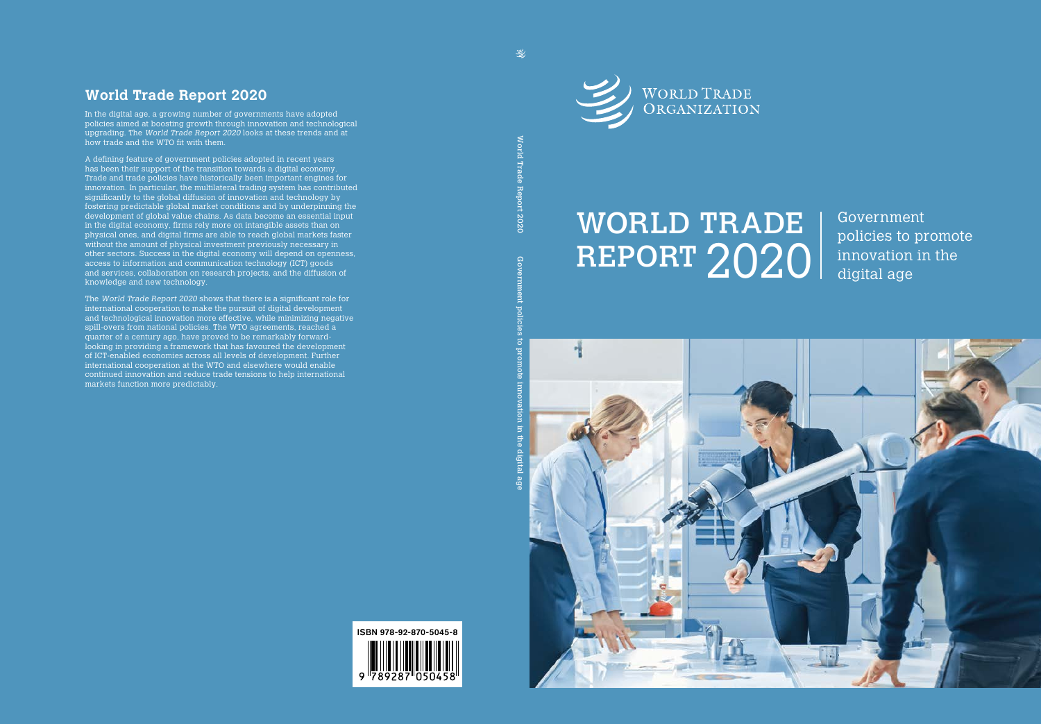# WORLD TRADE REPORT 2020

Government policies to promote innovation in the digital age

WORLD TRADE ORGANIZATION

World Trade Report 2020 Government policies to promote innovation in the digital age

## World Trade Report 2020

In the digital age, a growing number of governments have adopted policies aimed at boosting growth through innovation and technological upgrading. The *World Trade Report 2020* looks at these trends and at how trade and the WTO fit with them.

A defining feature of government policies adopted in recent years has been their support of the transition towards a digital economy. Trade and trade policies have historically been important engines for innovation. In particular, the multilateral trading system has contributed significantly to the global diffusion of innovation and technology by fostering predictable global market conditions and by underpinning the development of global value chains. As data become an essential input in the digital economy, firms rely more on intangible assets than on physical ones, and digital firms are able to reach global markets faster without the amount of physical investment previously necessary in other sectors. Success in the digital economy will depend on openness, access to information and communication technology (ICT) goods and services, collaboration on research projects, and the diffusion of knowledge and new technology.

The *World Trade Report 2020* shows that there is a significant role for international cooperation to make the pursuit of digital development and technological innovation more effective, while minimizing negative spill-overs from national policies. The WTO agreements, reached a quarter of a century ago, have proved to be remarkably forward-looking in providing a framework that has favoured the development of ICT-enabled economies across all levels of development. Further international cooperation at the WTO and elsewhere would enable continued innovation and reduce trade tensions to help international markets function more predictably.

ISBN 978-92-870-5045-8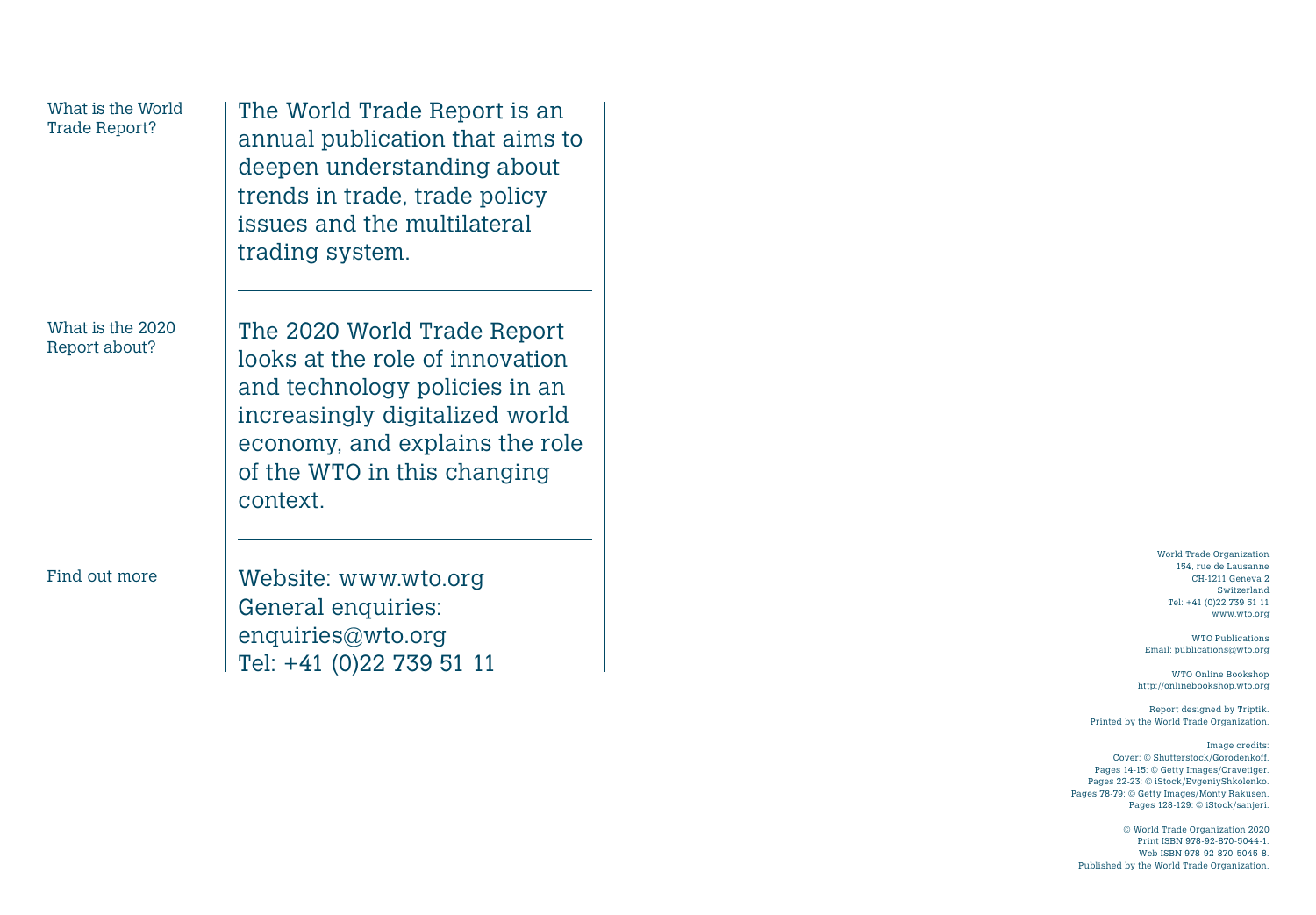**What is the World Trade Report?**

The World Trade Report is an annual publication that aims to deepen understanding about trends in trade, trade policy issues and the multilateral trading system.

---

**What is the 2020 Report about?**

The 2020 World Trade Report looks at the role of innovation and technology policies in an increasingly digitalized world economy, and explains the role of the WTO in this changing context.

---

**Find out more**

Website: www.wto.org
General enquiries: enquiries@wto.org
Tel: +41 (0)22 739 51 11

World Trade Organization
154, rue de Lausanne
CH-1211 Geneva 2
Switzerland
Tel: +41 (0)22 739 51 11
www.wto.org

WTO Publications
Email: publications@wto.org

WTO Online Bookshop
http://onlinebookshop.wto.org

Report designed by Triptik.
Printed by the World Trade Organization.

Image credits:
Cover: © Shutterstock/Gorodenkoff.
Pages 14-15: © Getty Images/Cravetiger.
Pages 22-23: © iStock/EvgeniyShkolenko.
Pages 78-79: © Getty Images/Monty Rakusen.
Pages 128-129: © iStock/sanjeri.

© World Trade Organization 2020
Print ISBN 978-92-870-5044-1.
Web ISBN 978-92-870-5045-8.
Published by the World Trade Organization.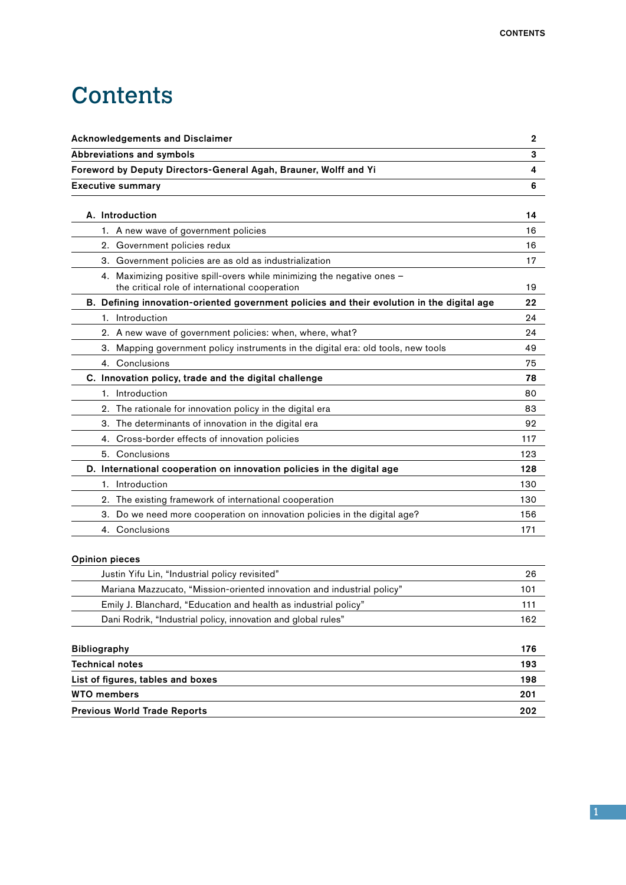# Contents

| | |
|---|---|
| **Acknowledgements and Disclaimer** | **2** |
| **Abbreviations and symbols** | **3** |
| **Foreword by Deputy Directors-General Agah, Brauner, Wolff and Yi** | **4** |
| **Executive summary** | **6** |

| | |
|---|---|
| **A. Introduction** | **14** |
| 1. A new wave of government policies | 16 |
| 2. Government policies redux | 16 |
| 3. Government policies are as old as industrialization | 17 |
| 4. Maximizing positive spill-overs while minimizing the negative ones – the critical role of international cooperation | 19 |
| **B. Defining innovation-oriented government policies and their evolution in the digital age** | **22** |
| 1. Introduction | 24 |
| 2. A new wave of government policies: when, where, what? | 24 |
| 3. Mapping government policy instruments in the digital era: old tools, new tools | 49 |
| 4. Conclusions | 75 |
| **C. Innovation policy, trade and the digital challenge** | **78** |
| 1. Introduction | 80 |
| 2. The rationale for innovation policy in the digital era | 83 |
| 3. The determinants of innovation in the digital era | 92 |
| 4. Cross-border effects of innovation policies | 117 |
| 5. Conclusions | 123 |
| **D. International cooperation on innovation policies in the digital age** | **128** |
| 1. Introduction | 130 |
| 2. The existing framework of international cooperation | 130 |
| 3. Do we need more cooperation on innovation policies in the digital age? | 156 |
| 4. Conclusions | 171 |

**Opinion pieces**

| | |
|---|---|
| Justin Yifu Lin, "Industrial policy revisited" | 26 |
| Mariana Mazzucato, "Mission-oriented innovation and industrial policy" | 101 |
| Emily J. Blanchard, "Education and health as industrial policy" | 111 |
| Dani Rodrik, "Industrial policy, innovation and global rules" | 162 |

| | |
|---|---|
| **Bibliography** | **176** |
| **Technical notes** | **193** |
| **List of figures, tables and boxes** | **198** |
| **WTO members** | **201** |
| **Previous World Trade Reports** | **202** |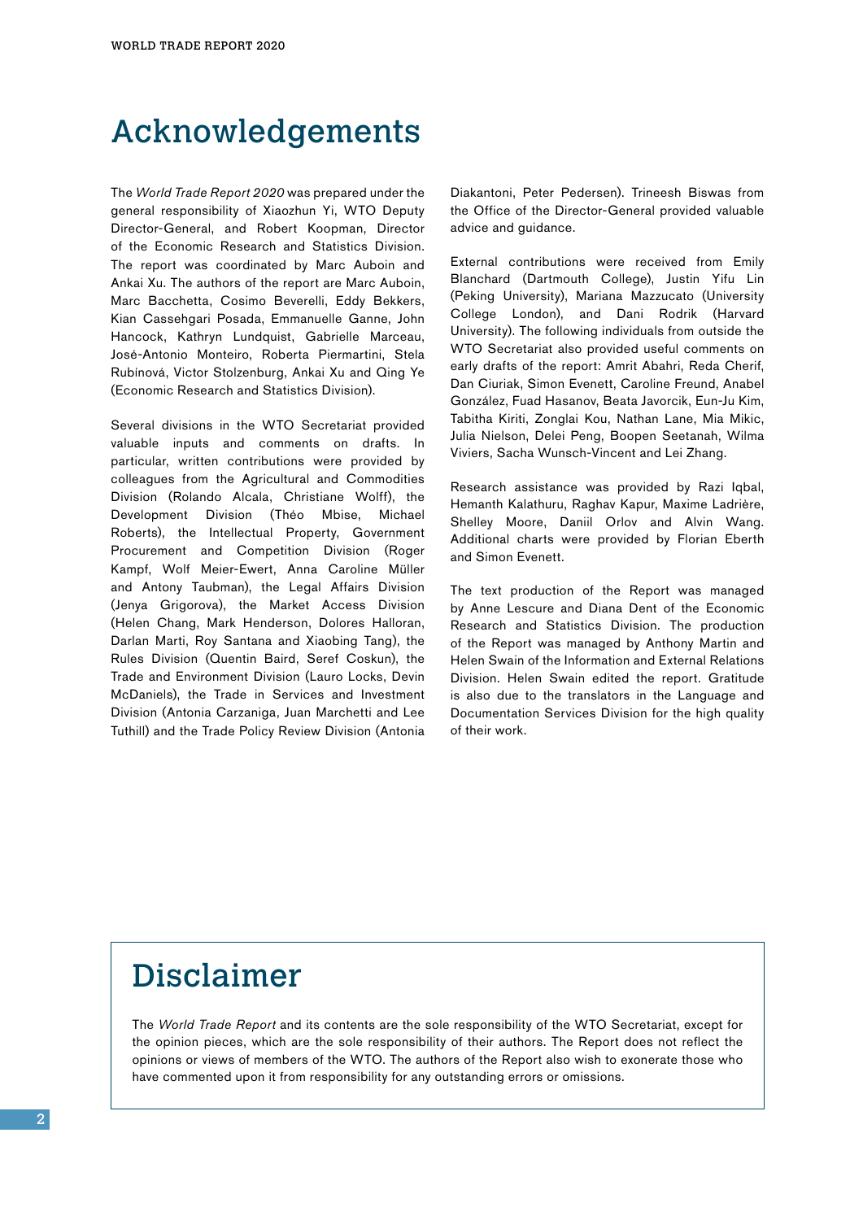# Acknowledgements

The *World Trade Report 2020* was prepared under the general responsibility of Xiaozhun Yi, WTO Deputy Director-General, and Robert Koopman, Director of the Economic Research and Statistics Division. The report was coordinated by Marc Auboin and Ankai Xu. The authors of the report are Marc Auboin, Marc Bacchetta, Cosimo Beverelli, Eddy Bekkers, Kian Cassehgari Posada, Emmanuelle Ganne, John Hancock, Kathryn Lundquist, Gabrielle Marceau, José-Antonio Monteiro, Roberta Piermartini, Stela Rubínová, Victor Stolzenburg, Ankai Xu and Qing Ye (Economic Research and Statistics Division).

Several divisions in the WTO Secretariat provided valuable inputs and comments on drafts. In particular, written contributions were provided by colleagues from the Agricultural and Commodities Division (Rolando Alcala, Christiane Wolff), the Development Division (Théo Mbise, Michael Roberts), the Intellectual Property, Government Procurement and Competition Division (Roger Kampf, Wolf Meier-Ewert, Anna Caroline Müller and Antony Taubman), the Legal Affairs Division (Jenya Grigorova), the Market Access Division (Helen Chang, Mark Henderson, Dolores Halloran, Darlan Marti, Roy Santana and Xiaobing Tang), the Rules Division (Quentin Baird, Seref Coskun), the Trade and Environment Division (Lauro Locks, Devin McDaniels), the Trade in Services and Investment Division (Antonia Carzaniga, Juan Marchetti and Lee Tuthill) and the Trade Policy Review Division (Antonia Diakantoni, Peter Pedersen). Trineesh Biswas from the Office of the Director-General provided valuable advice and guidance.

External contributions were received from Emily Blanchard (Dartmouth College), Justin Yifu Lin (Peking University), Mariana Mazzucato (University College London), and Dani Rodrik (Harvard University). The following individuals from outside the WTO Secretariat also provided useful comments on early drafts of the report: Amrit Abahri, Reda Cherif, Dan Ciuriak, Simon Evenett, Caroline Freund, Anabel González, Fuad Hasanov, Beata Javorcik, Eun-Ju Kim, Tabitha Kiriti, Zonglai Kou, Nathan Lane, Mia Mikic, Julia Nielson, Delei Peng, Boopen Seetanah, Wilma Viviers, Sacha Wunsch-Vincent and Lei Zhang.

Research assistance was provided by Razi Iqbal, Hemanth Kalathuru, Raghav Kapur, Maxime Ladrière, Shelley Moore, Daniil Orlov and Alvin Wang. Additional charts were provided by Florian Eberth and Simon Evenett.

The text production of the Report was managed by Anne Lescure and Diana Dent of the Economic Research and Statistics Division. The production of the Report was managed by Anthony Martin and Helen Swain of the Information and External Relations Division. Helen Swain edited the report. Gratitude is also due to the translators in the Language and Documentation Services Division for the high quality of their work.

# Disclaimer

The *World Trade Report* and its contents are the sole responsibility of the WTO Secretariat, except for the opinion pieces, which are the sole responsibility of their authors. The Report does not reflect the opinions or views of members of the WTO. The authors of the Report also wish to exonerate those who have commented upon it from responsibility for any outstanding errors or omissions.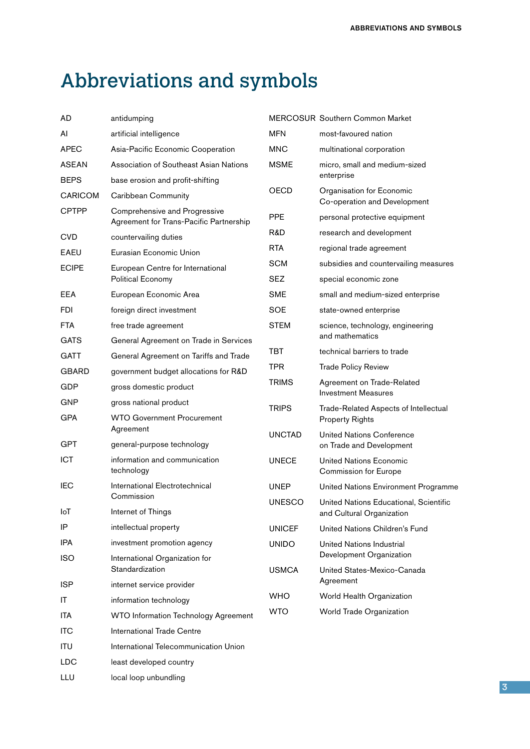# Abbreviations and symbols

| | |
|---|---|
| AD | antidumping |
| AI | artificial intelligence |
| APEC | Asia-Pacific Economic Cooperation |
| ASEAN | Association of Southeast Asian Nations |
| BEPS | base erosion and profit-shifting |
| CARICOM | Caribbean Community |
| CPTPP | Comprehensive and Progressive Agreement for Trans-Pacific Partnership |
| CVD | countervailing duties |
| EAEU | Eurasian Economic Union |
| ECIPE | European Centre for International Political Economy |
| EEA | European Economic Area |
| FDI | foreign direct investment |
| FTA | free trade agreement |
| GATS | General Agreement on Trade in Services |
| GATT | General Agreement on Tariffs and Trade |
| GBARD | government budget allocations for R&D |
| GDP | gross domestic product |
| GNP | gross national product |
| GPA | WTO Government Procurement Agreement |
| GPT | general-purpose technology |
| ICT | information and communication technology |
| IEC | International Electrotechnical Commission |
| IoT | Internet of Things |
| IP | intellectual property |
| IPA | investment promotion agency |
| ISO | International Organization for Standardization |
| ISP | internet service provider |
| IT | information technology |
| ITA | WTO Information Technology Agreement |
| ITC | International Trade Centre |
| ITU | International Telecommunication Union |
| LDC | least developed country |
| LLU | local loop unbundling |
| MERCOSUR | Southern Common Market |
| MFN | most-favoured nation |
| MNC | multinational corporation |
| MSME | micro, small and medium-sized enterprise |
| OECD | Organisation for Economic Co-operation and Development |
| PPE | personal protective equipment |
| R&D | research and development |
| RTA | regional trade agreement |
| SCM | subsidies and countervailing measures |
| SEZ | special economic zone |
| SME | small and medium-sized enterprise |
| SOE | state-owned enterprise |
| STEM | science, technology, engineering and mathematics |
| TBT | technical barriers to trade |
| TPR | Trade Policy Review |
| TRIMS | Agreement on Trade-Related Investment Measures |
| TRIPS | Trade-Related Aspects of Intellectual Property Rights |
| UNCTAD | United Nations Conference on Trade and Development |
| UNECE | United Nations Economic Commission for Europe |
| UNEP | United Nations Environment Programme |
| UNESCO | United Nations Educational, Scientific and Cultural Organization |
| UNICEF | United Nations Children's Fund |
| UNIDO | United Nations Industrial Development Organization |
| USMCA | United States-Mexico-Canada Agreement |
| WHO | World Health Organization |
| WTO | World Trade Organization |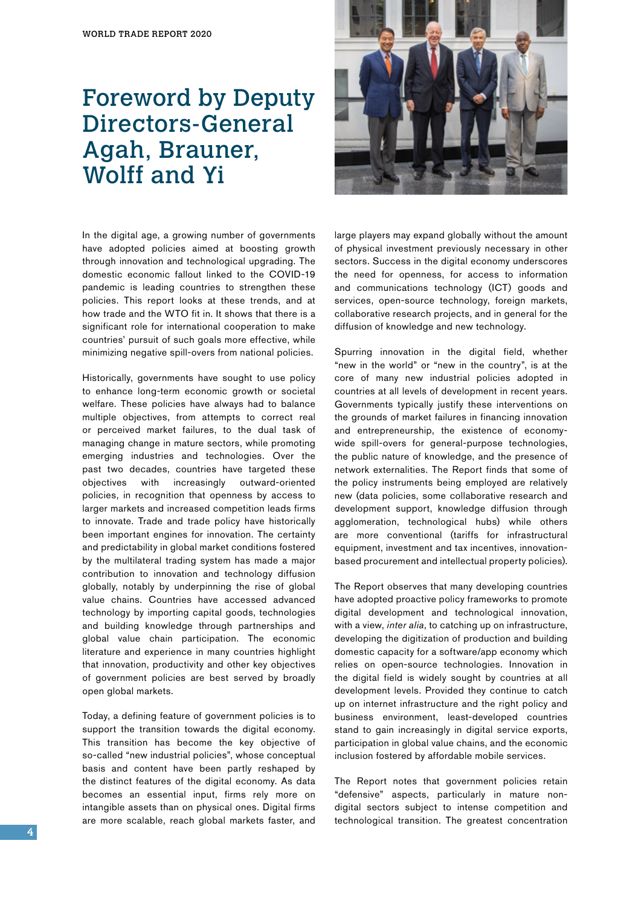# Foreword by Deputy Directors-General Agah, Brauner, Wolff and Yi

In the digital age, a growing number of governments have adopted policies aimed at boosting growth through innovation and technological upgrading. The domestic economic fallout linked to the COVID-19 pandemic is leading countries to strengthen these policies. This report looks at these trends, and at how trade and the WTO fit in. It shows that there is a significant role for international cooperation to make countries' pursuit of such goals more effective, while minimizing negative spill-overs from national policies.

Historically, governments have sought to use policy to enhance long-term economic growth or societal welfare. These policies have always had to balance multiple objectives, from attempts to correct real or perceived market failures, to the dual task of managing change in mature sectors, while promoting emerging industries and technologies. Over the past two decades, countries have targeted these objectives with increasingly outward-oriented policies, in recognition that openness by access to larger markets and increased competition leads firms to innovate. Trade and trade policy have historically been important engines for innovation. The certainty and predictability in global market conditions fostered by the multilateral trading system has made a major contribution to innovation and technology diffusion globally, notably by underpinning the rise of global value chains. Countries have accessed advanced technology by importing capital goods, technologies and building knowledge through partnerships and global value chain participation. The economic literature and experience in many countries highlight that innovation, productivity and other key objectives of government policies are best served by broadly open global markets.

Today, a defining feature of government policies is to support the transition towards the digital economy. This transition has become the key objective of so-called "new industrial policies", whose conceptual basis and content have been partly reshaped by the distinct features of the digital economy. As data becomes an essential input, firms rely more on intangible assets than on physical ones. Digital firms are more scalable, reach global markets faster, and large players may expand globally without the amount of physical investment previously necessary in other sectors. Success in the digital economy underscores the need for openness, for access to information and communications technology (ICT) goods and services, open-source technology, foreign markets, collaborative research projects, and in general for the diffusion of knowledge and new technology.

Spurring innovation in the digital field, whether "new in the world" or "new in the country", is at the core of many new industrial policies adopted in countries at all levels of development in recent years. Governments typically justify these interventions on the grounds of market failures in financing innovation and entrepreneurship, the existence of economy-wide spill-overs for general-purpose technologies, the public nature of knowledge, and the presence of network externalities. The Report finds that some of the policy instruments being employed are relatively new (data policies, some collaborative research and development support, knowledge diffusion through agglomeration, technological hubs) while others are more conventional (tariffs for infrastructural equipment, investment and tax incentives, innovation-based procurement and intellectual property policies).

The Report observes that many developing countries have adopted proactive policy frameworks to promote digital development and technological innovation, with a view, *inter alia*, to catching up on infrastructure, developing the digitization of production and building domestic capacity for a software/app economy which relies on open-source technologies. Innovation in the digital field is widely sought by countries at all development levels. Provided they continue to catch up on internet infrastructure and the right policy and business environment, least-developed countries stand to gain increasingly in digital service exports, participation in global value chains, and the economic inclusion fostered by affordable mobile services.

The Report notes that government policies retain "defensive" aspects, particularly in mature non-digital sectors subject to intense competition and technological transition. The greatest concentration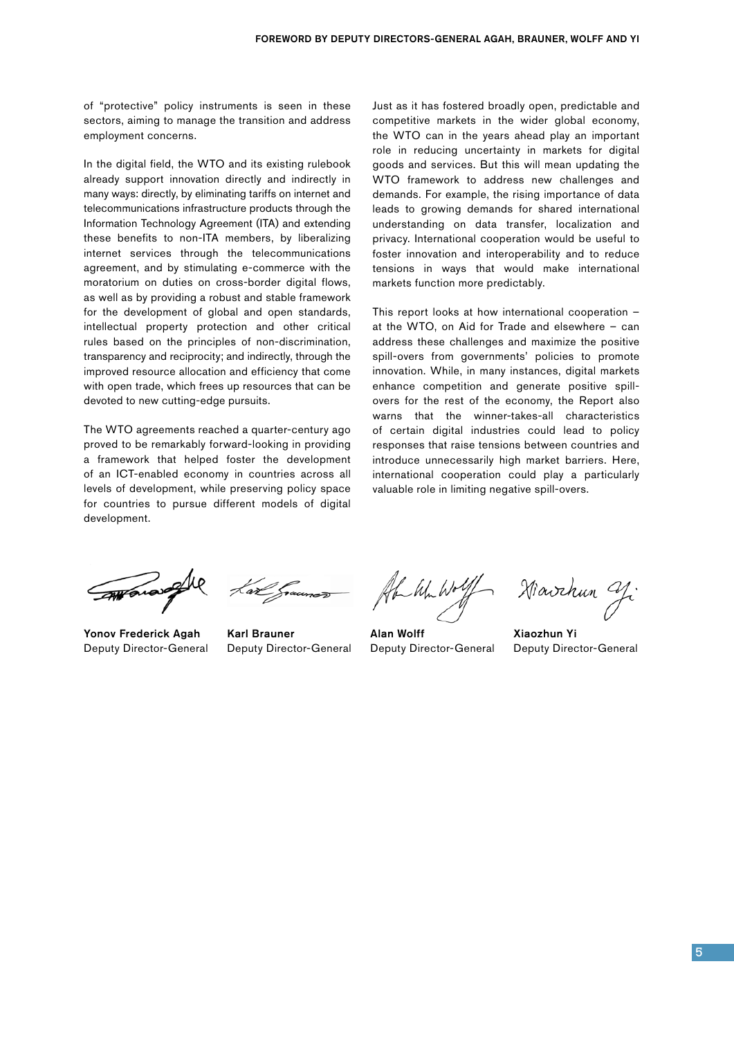of "protective" policy instruments is seen in these sectors, aiming to manage the transition and address employment concerns.

In the digital field, the WTO and its existing rulebook already support innovation directly and indirectly in many ways: directly, by eliminating tariffs on internet and telecommunications infrastructure products through the Information Technology Agreement (ITA) and extending these benefits to non-ITA members, by liberalizing internet services through the telecommunications agreement, and by stimulating e-commerce with the moratorium on duties on cross-border digital flows, as well as by providing a robust and stable framework for the development of global and open standards, intellectual property protection and other critical rules based on the principles of non-discrimination, transparency and reciprocity; and indirectly, through the improved resource allocation and efficiency that come with open trade, which frees up resources that can be devoted to new cutting-edge pursuits.

The WTO agreements reached a quarter-century ago proved to be remarkably forward-looking in providing a framework that helped foster the development of an ICT-enabled economy in countries across all levels of development, while preserving policy space for countries to pursue different models of digital development.

Just as it has fostered broadly open, predictable and competitive markets in the wider global economy, the WTO can in the years ahead play an important role in reducing uncertainty in markets for digital goods and services. But this will mean updating the WTO framework to address new challenges and demands. For example, the rising importance of data leads to growing demands for shared international understanding on data transfer, localization and privacy. International cooperation would be useful to foster innovation and interoperability and to reduce tensions in ways that would make international markets function more predictably.

This report looks at how international cooperation – at the WTO, on Aid for Trade and elsewhere – can address these challenges and maximize the positive spill-overs from governments' policies to promote innovation. While, in many instances, digital markets enhance competition and generate positive spill-overs for the rest of the economy, the Report also warns that the winner-takes-all characteristics of certain digital industries could lead to policy responses that raise tensions between countries and introduce unnecessarily high market barriers. Here, international cooperation could play a particularly valuable role in limiting negative spill-overs.

**Yonov Frederick Agah**
Deputy Director-General

**Karl Brauner**
Deputy Director-General

**Alan Wolff**
Deputy Director-General

**Xiaozhun Yi**
Deputy Director-General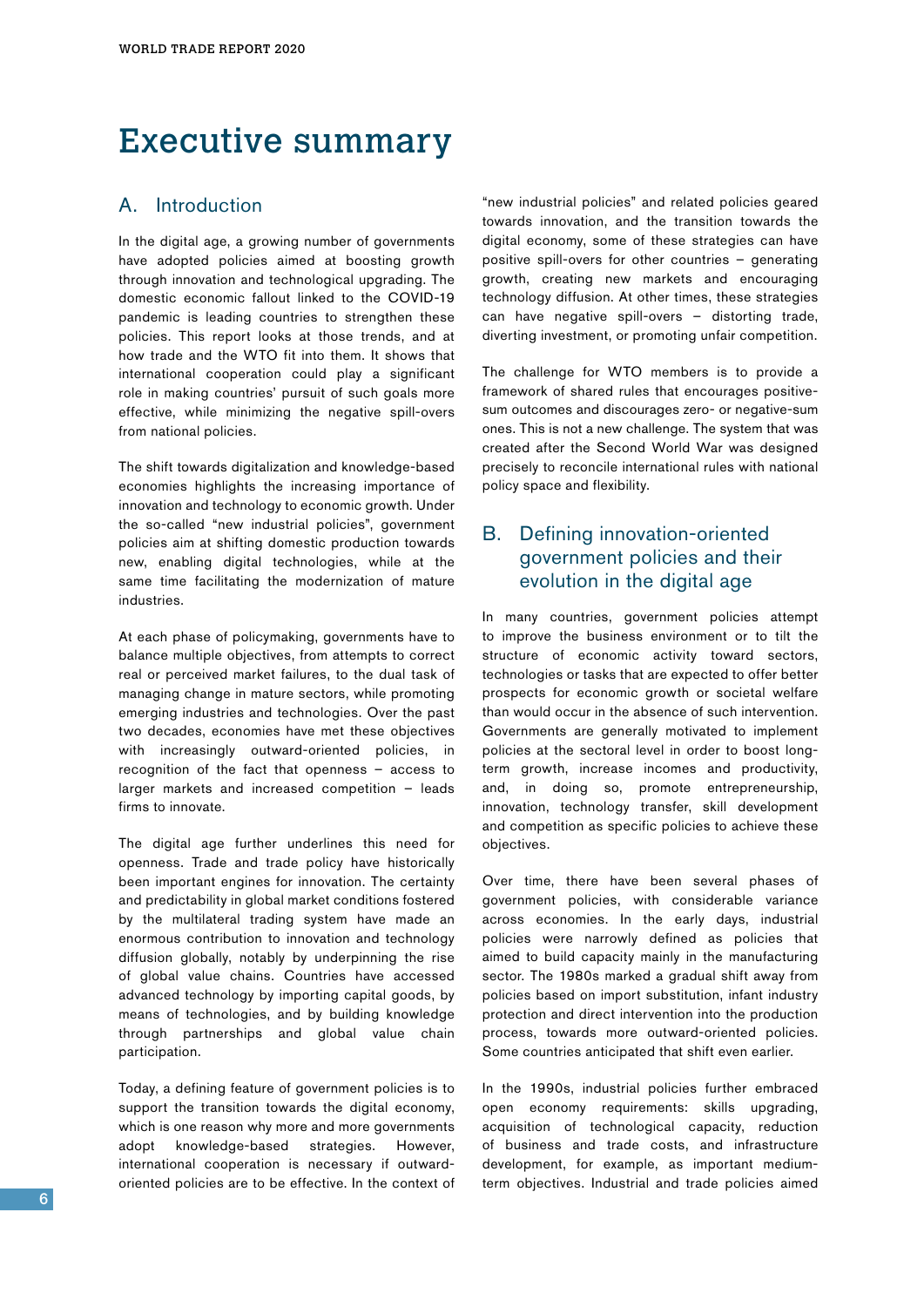# Executive summary

## A. Introduction

In the digital age, a growing number of governments have adopted policies aimed at boosting growth through innovation and technological upgrading. The domestic economic fallout linked to the COVID-19 pandemic is leading countries to strengthen these policies. This report looks at those trends, and at how trade and the WTO fit into them. It shows that international cooperation could play a significant role in making countries' pursuit of such goals more effective, while minimizing the negative spill-overs from national policies.

The shift towards digitalization and knowledge-based economies highlights the increasing importance of innovation and technology to economic growth. Under the so-called "new industrial policies", government policies aim at shifting domestic production towards new, enabling digital technologies, while at the same time facilitating the modernization of mature industries.

At each phase of policymaking, governments have to balance multiple objectives, from attempts to correct real or perceived market failures, to the dual task of managing change in mature sectors, while promoting emerging industries and technologies. Over the past two decades, economies have met these objectives with increasingly outward-oriented policies, in recognition of the fact that openness – access to larger markets and increased competition – leads firms to innovate.

The digital age further underlines this need for openness. Trade and trade policy have historically been important engines for innovation. The certainty and predictability in global market conditions fostered by the multilateral trading system have made an enormous contribution to innovation and technology diffusion globally, notably by underpinning the rise of global value chains. Countries have accessed advanced technology by importing capital goods, by means of technologies, and by building knowledge through partnerships and global value chain participation.

Today, a defining feature of government policies is to support the transition towards the digital economy, which is one reason why more and more governments adopt knowledge-based strategies. However, international cooperation is necessary if outward-oriented policies are to be effective. In the context of "new industrial policies" and related policies geared towards innovation, and the transition towards the digital economy, some of these strategies can have positive spill-overs for other countries – generating growth, creating new markets and encouraging technology diffusion. At other times, these strategies can have negative spill-overs – distorting trade, diverting investment, or promoting unfair competition.

The challenge for WTO members is to provide a framework of shared rules that encourages positive-sum outcomes and discourages zero- or negative-sum ones. This is not a new challenge. The system that was created after the Second World War was designed precisely to reconcile international rules with national policy space and flexibility.

## B. Defining innovation-oriented government policies and their evolution in the digital age

In many countries, government policies attempt to improve the business environment or to tilt the structure of economic activity toward sectors, technologies or tasks that are expected to offer better prospects for economic growth or societal welfare than would occur in the absence of such intervention. Governments are generally motivated to implement policies at the sectoral level in order to boost long-term growth, increase incomes and productivity, and, in doing so, promote entrepreneurship, innovation, technology transfer, skill development and competition as specific policies to achieve these objectives.

Over time, there have been several phases of government policies, with considerable variance across economies. In the early days, industrial policies were narrowly defined as policies that aimed to build capacity mainly in the manufacturing sector. The 1980s marked a gradual shift away from policies based on import substitution, infant industry protection and direct intervention into the production process, towards more outward-oriented policies. Some countries anticipated that shift even earlier.

In the 1990s, industrial policies further embraced open economy requirements: skills upgrading, acquisition of technological capacity, reduction of business and trade costs, and infrastructure development, for example, as important medium-term objectives. Industrial and trade policies aimed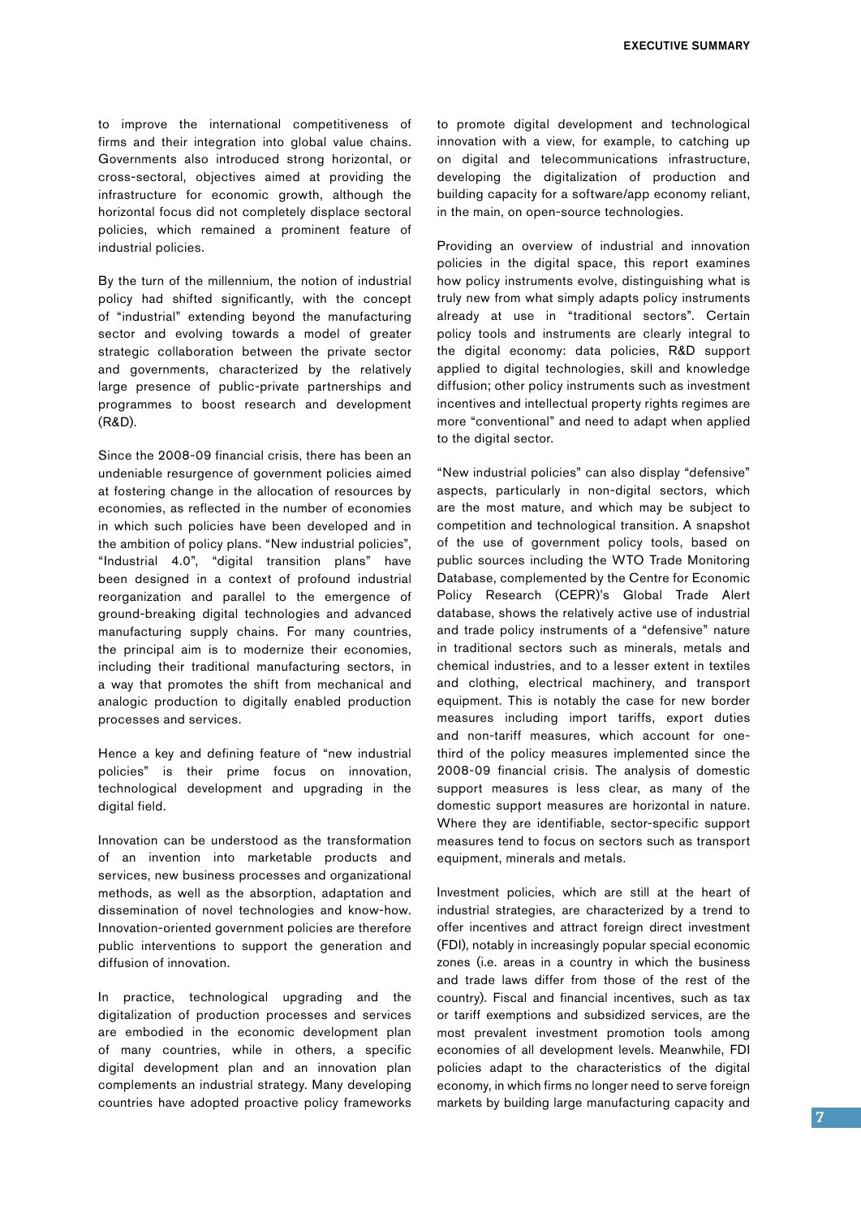to improve the international competitiveness of firms and their integration into global value chains. Governments also introduced strong horizontal, or cross-sectoral, objectives aimed at providing the infrastructure for economic growth, although the horizontal focus did not completely displace sectoral policies, which remained a prominent feature of industrial policies.

By the turn of the millennium, the notion of industrial policy had shifted significantly, with the concept of "industrial" extending beyond the manufacturing sector and evolving towards a model of greater strategic collaboration between the private sector and governments, characterized by the relatively large presence of public-private partnerships and programmes to boost research and development (R&D).

Since the 2008-09 financial crisis, there has been an undeniable resurgence of government policies aimed at fostering change in the allocation of resources by economies, as reflected in the number of economies in which such policies have been developed and in the ambition of policy plans. "New industrial policies", "Industrial 4.0", "digital transition plans" have been designed in a context of profound industrial reorganization and parallel to the emergence of ground-breaking digital technologies and advanced manufacturing supply chains. For many countries, the principal aim is to modernize their economies, including their traditional manufacturing sectors, in a way that promotes the shift from mechanical and analogic production to digitally enabled production processes and services.

Hence a key and defining feature of "new industrial policies" is their prime focus on innovation, technological development and upgrading in the digital field.

Innovation can be understood as the transformation of an invention into marketable products and services, new business processes and organizational methods, as well as the absorption, adaptation and dissemination of novel technologies and know-how. Innovation-oriented government policies are therefore public interventions to support the generation and diffusion of innovation.

In practice, technological upgrading and the digitalization of production processes and services are embodied in the economic development plan of many countries, while in others, a specific digital development plan and an innovation plan complements an industrial strategy. Many developing countries have adopted proactive policy frameworks to promote digital development and technological innovation with a view, for example, to catching up on digital and telecommunications infrastructure, developing the digitalization of production and building capacity for a software/app economy reliant, in the main, on open-source technologies.

Providing an overview of industrial and innovation policies in the digital space, this report examines how policy instruments evolve, distinguishing what is truly new from what simply adapts policy instruments already at use in "traditional sectors". Certain policy tools and instruments are clearly integral to the digital economy: data policies, R&D support applied to digital technologies, skill and knowledge diffusion; other policy instruments such as investment incentives and intellectual property rights regimes are more "conventional" and need to adapt when applied to the digital sector.

"New industrial policies" can also display "defensive" aspects, particularly in non-digital sectors, which are the most mature, and which may be subject to competition and technological transition. A snapshot of the use of government policy tools, based on public sources including the WTO Trade Monitoring Database, complemented by the Centre for Economic Policy Research (CEPR)'s Global Trade Alert database, shows the relatively active use of industrial and trade policy instruments of a "defensive" nature in traditional sectors such as minerals, metals and chemical industries, and to a lesser extent in textiles and clothing, electrical machinery, and transport equipment. This is notably the case for new border measures including import tariffs, export duties and non-tariff measures, which account for one-third of the policy measures implemented since the 2008-09 financial crisis. The analysis of domestic support measures is less clear, as many of the domestic support measures are horizontal in nature. Where they are identifiable, sector-specific support measures tend to focus on sectors such as transport equipment, minerals and metals.

Investment policies, which are still at the heart of industrial strategies, are characterized by a trend to offer incentives and attract foreign direct investment (FDI), notably in increasingly popular special economic zones (i.e. areas in a country in which the business and trade laws differ from those of the rest of the country). Fiscal and financial incentives, such as tax or tariff exemptions and subsidized services, are the most prevalent investment promotion tools among economies of all development levels. Meanwhile, FDI policies adapt to the characteristics of the digital economy, in which firms no longer need to serve foreign markets by building large manufacturing capacity and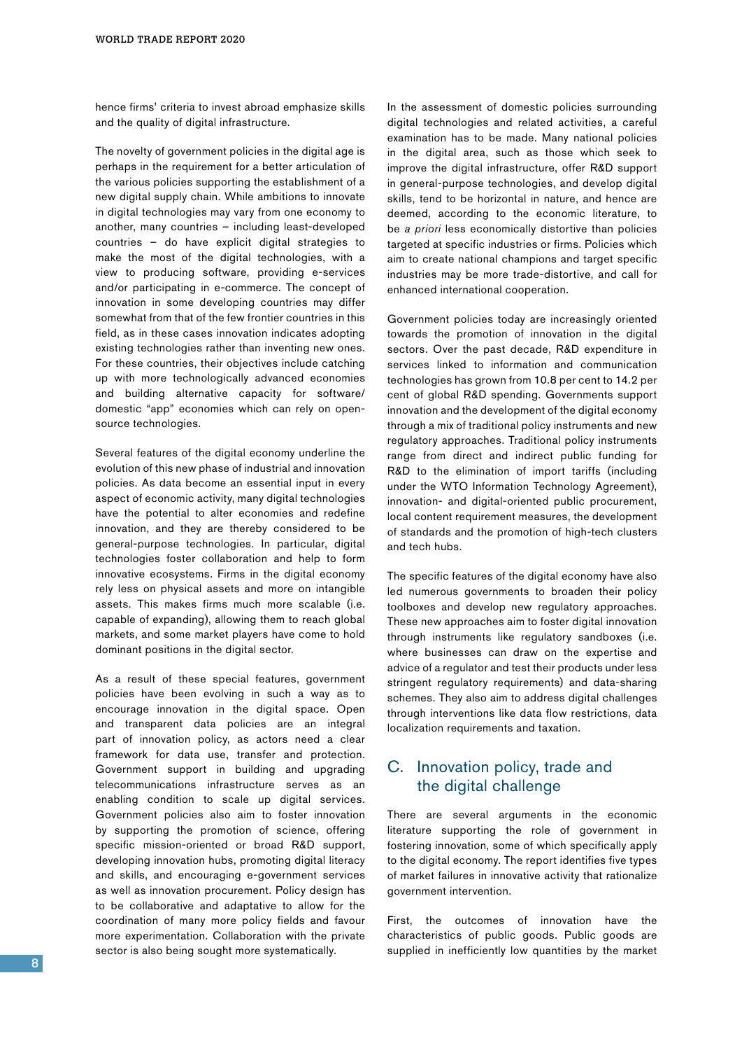hence firms' criteria to invest abroad emphasize skills and the quality of digital infrastructure.

The novelty of government policies in the digital age is perhaps in the requirement for a better articulation of the various policies supporting the establishment of a new digital supply chain. While ambitions to innovate in digital technologies may vary from one economy to another, many countries – including least-developed countries – do have explicit digital strategies to make the most of the digital technologies, with a view to producing software, providing e-services and/or participating in e-commerce. The concept of innovation in some developing countries may differ somewhat from that of the few frontier countries in this field, as in these cases innovation indicates adopting existing technologies rather than inventing new ones. For these countries, their objectives include catching up with more technologically advanced economies and building alternative capacity for software/domestic "app" economies which can rely on open-source technologies.

Several features of the digital economy underline the evolution of this new phase of industrial and innovation policies. As data become an essential input in every aspect of economic activity, many digital technologies have the potential to alter economies and redefine innovation, and they are thereby considered to be general-purpose technologies. In particular, digital technologies foster collaboration and help to form innovative ecosystems. Firms in the digital economy rely less on physical assets and more on intangible assets. This makes firms much more scalable (i.e. capable of expanding), allowing them to reach global markets, and some market players have come to hold dominant positions in the digital sector.

As a result of these special features, government policies have been evolving in such a way as to encourage innovation in the digital space. Open and transparent data policies are an integral part of innovation policy, as actors need a clear framework for data use, transfer and protection. Government support in building and upgrading telecommunications infrastructure serves as an enabling condition to scale up digital services. Government policies also aim to foster innovation by supporting the promotion of science, offering specific mission-oriented or broad R&D support, developing innovation hubs, promoting digital literacy and skills, and encouraging e-government services as well as innovation procurement. Policy design has to be collaborative and adaptative to allow for the coordination of many more policy fields and favour more experimentation. Collaboration with the private sector is also being sought more systematically.

In the assessment of domestic policies surrounding digital technologies and related activities, a careful examination has to be made. Many national policies in the digital area, such as those which seek to improve the digital infrastructure, offer R&D support in general-purpose technologies, and develop digital skills, tend to be horizontal in nature, and hence are deemed, according to the economic literature, to be *a priori* less economically distortive than policies targeted at specific industries or firms. Policies which aim to create national champions and target specific industries may be more trade-distortive, and call for enhanced international cooperation.

Government policies today are increasingly oriented towards the promotion of innovation in the digital sectors. Over the past decade, R&D expenditure in services linked to information and communication technologies has grown from 10.8 per cent to 14.2 per cent of global R&D spending. Governments support innovation and the development of the digital economy through a mix of traditional policy instruments and new regulatory approaches. Traditional policy instruments range from direct and indirect public funding for R&D to the elimination of import tariffs (including under the WTO Information Technology Agreement), innovation- and digital-oriented public procurement, local content requirement measures, the development of standards and the promotion of high-tech clusters and tech hubs.

The specific features of the digital economy have also led numerous governments to broaden their policy toolboxes and develop new regulatory approaches. These new approaches aim to foster digital innovation through instruments like regulatory sandboxes (i.e. where businesses can draw on the expertise and advice of a regulator and test their products under less stringent regulatory requirements) and data-sharing schemes. They also aim to address digital challenges through interventions like data flow restrictions, data localization requirements and taxation.

## C. Innovation policy, trade and the digital challenge

There are several arguments in the economic literature supporting the role of government in fostering innovation, some of which specifically apply to the digital economy. The report identifies five types of market failures in innovative activity that rationalize government intervention.

First, the outcomes of innovation have the characteristics of public goods. Public goods are supplied in inefficiently low quantities by the market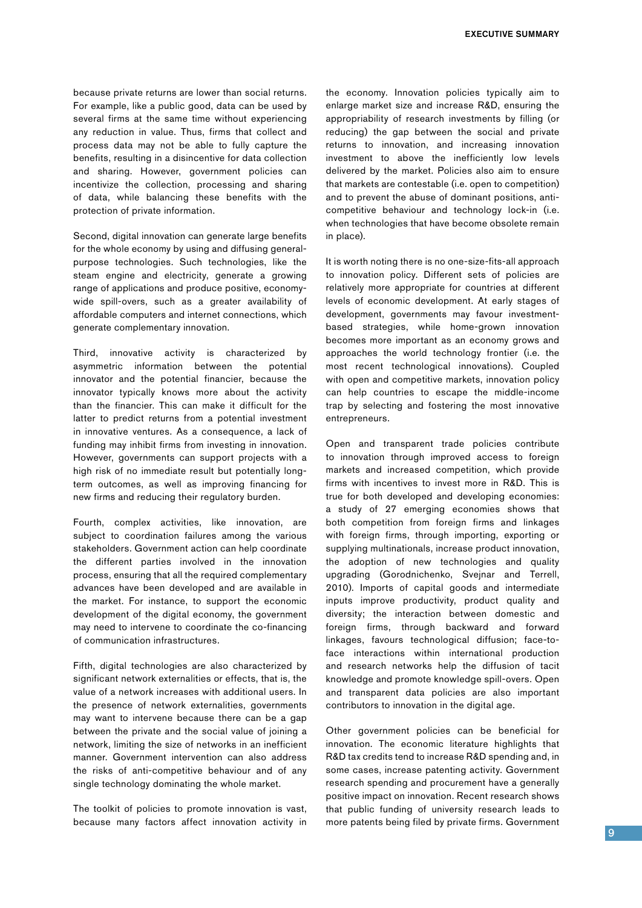because private returns are lower than social returns. For example, like a public good, data can be used by several firms at the same time without experiencing any reduction in value. Thus, firms that collect and process data may not be able to fully capture the benefits, resulting in a disincentive for data collection and sharing. However, government policies can incentivize the collection, processing and sharing of data, while balancing these benefits with the protection of private information.

Second, digital innovation can generate large benefits for the whole economy by using and diffusing general-purpose technologies. Such technologies, like the steam engine and electricity, generate a growing range of applications and produce positive, economy-wide spill-overs, such as a greater availability of affordable computers and internet connections, which generate complementary innovation.

Third, innovative activity is characterized by asymmetric information between the potential innovator and the potential financier, because the innovator typically knows more about the activity than the financier. This can make it difficult for the latter to predict returns from a potential investment in innovative ventures. As a consequence, a lack of funding may inhibit firms from investing in innovation. However, governments can support projects with a high risk of no immediate result but potentially long-term outcomes, as well as improving financing for new firms and reducing their regulatory burden.

Fourth, complex activities, like innovation, are subject to coordination failures among the various stakeholders. Government action can help coordinate the different parties involved in the innovation process, ensuring that all the required complementary advances have been developed and are available in the market. For instance, to support the economic development of the digital economy, the government may need to intervene to coordinate the co-financing of communication infrastructures.

Fifth, digital technologies are also characterized by significant network externalities or effects, that is, the value of a network increases with additional users. In the presence of network externalities, governments may want to intervene because there can be a gap between the private and the social value of joining a network, limiting the size of networks in an inefficient manner. Government intervention can also address the risks of anti-competitive behaviour and of any single technology dominating the whole market.

The toolkit of policies to promote innovation is vast, because many factors affect innovation activity in the economy. Innovation policies typically aim to enlarge market size and increase R&D, ensuring the appropriability of research investments by filling (or reducing) the gap between the social and private returns to innovation, and increasing innovation investment to above the inefficiently low levels delivered by the market. Policies also aim to ensure that markets are contestable (i.e. open to competition) and to prevent the abuse of dominant positions, anti-competitive behaviour and technology lock-in (i.e. when technologies that have become obsolete remain in place).

It is worth noting there is no one-size-fits-all approach to innovation policy. Different sets of policies are relatively more appropriate for countries at different levels of economic development. At early stages of development, governments may favour investment-based strategies, while home-grown innovation becomes more important as an economy grows and approaches the world technology frontier (i.e. the most recent technological innovations). Coupled with open and competitive markets, innovation policy can help countries to escape the middle-income trap by selecting and fostering the most innovative entrepreneurs.

Open and transparent trade policies contribute to innovation through improved access to foreign markets and increased competition, which provide firms with incentives to invest more in R&D. This is true for both developed and developing economies: a study of 27 emerging economies shows that both competition from foreign firms and linkages with foreign firms, through importing, exporting or supplying multinationals, increase product innovation, the adoption of new technologies and quality upgrading (Gorodnichenko, Svejnar and Terrell, 2010). Imports of capital goods and intermediate inputs improve productivity, product quality and diversity; the interaction between domestic and foreign firms, through backward and forward linkages, favours technological diffusion; face-to-face interactions within international production and research networks help the diffusion of tacit knowledge and promote knowledge spill-overs. Open and transparent data policies are also important contributors to innovation in the digital age.

Other government policies can be beneficial for innovation. The economic literature highlights that R&D tax credits tend to increase R&D spending and, in some cases, increase patenting activity. Government research spending and procurement have a generally positive impact on innovation. Recent research shows that public funding of university research leads to more patents being filed by private firms. Government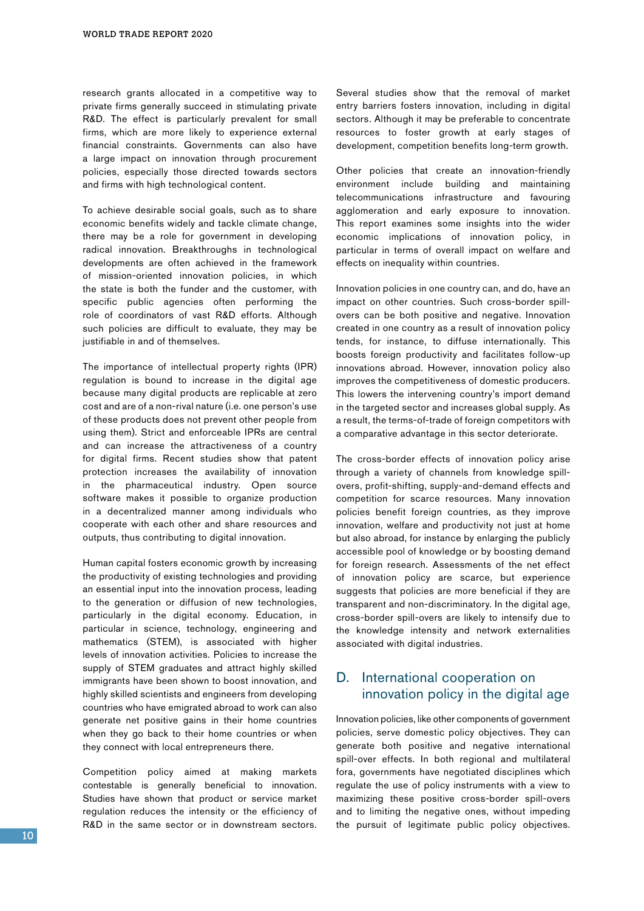research grants allocated in a competitive way to private firms generally succeed in stimulating private R&D. The effect is particularly prevalent for small firms, which are more likely to experience external financial constraints. Governments can also have a large impact on innovation through procurement policies, especially those directed towards sectors and firms with high technological content.

To achieve desirable social goals, such as to share economic benefits widely and tackle climate change, there may be a role for government in developing radical innovation. Breakthroughs in technological developments are often achieved in the framework of mission-oriented innovation policies, in which the state is both the funder and the customer, with specific public agencies often performing the role of coordinators of vast R&D efforts. Although such policies are difficult to evaluate, they may be justifiable in and of themselves.

The importance of intellectual property rights (IPR) regulation is bound to increase in the digital age because many digital products are replicable at zero cost and are of a non-rival nature (i.e. one person's use of these products does not prevent other people from using them). Strict and enforceable IPRs are central and can increase the attractiveness of a country for digital firms. Recent studies show that patent protection increases the availability of innovation in the pharmaceutical industry. Open source software makes it possible to organize production in a decentralized manner among individuals who cooperate with each other and share resources and outputs, thus contributing to digital innovation.

Human capital fosters economic growth by increasing the productivity of existing technologies and providing an essential input into the innovation process, leading to the generation or diffusion of new technologies, particularly in the digital economy. Education, in particular in science, technology, engineering and mathematics (STEM), is associated with higher levels of innovation activities. Policies to increase the supply of STEM graduates and attract highly skilled immigrants have been shown to boost innovation, and highly skilled scientists and engineers from developing countries who have emigrated abroad to work can also generate net positive gains in their home countries when they go back to their home countries or when they connect with local entrepreneurs there.

Competition policy aimed at making markets contestable is generally beneficial to innovation. Studies have shown that product or service market regulation reduces the intensity or the efficiency of R&D in the same sector or in downstream sectors. Several studies show that the removal of market entry barriers fosters innovation, including in digital sectors. Although it may be preferable to concentrate resources to foster growth at early stages of development, competition benefits long-term growth.

Other policies that create an innovation-friendly environment include building and maintaining telecommunications infrastructure and favouring agglomeration and early exposure to innovation. This report examines some insights into the wider economic implications of innovation policy, in particular in terms of overall impact on welfare and effects on inequality within countries.

Innovation policies in one country can, and do, have an impact on other countries. Such cross-border spill-overs can be both positive and negative. Innovation created in one country as a result of innovation policy tends, for instance, to diffuse internationally. This boosts foreign productivity and facilitates follow-up innovations abroad. However, innovation policy also improves the competitiveness of domestic producers. This lowers the intervening country's import demand in the targeted sector and increases global supply. As a result, the terms-of-trade of foreign competitors with a comparative advantage in this sector deteriorate.

The cross-border effects of innovation policy arise through a variety of channels from knowledge spill-overs, profit-shifting, supply-and-demand effects and competition for scarce resources. Many innovation policies benefit foreign countries, as they improve innovation, welfare and productivity not just at home but also abroad, for instance by enlarging the publicly accessible pool of knowledge or by boosting demand for foreign research. Assessments of the net effect of innovation policy are scarce, but experience suggests that policies are more beneficial if they are transparent and non-discriminatory. In the digital age, cross-border spill-overs are likely to intensify due to the knowledge intensity and network externalities associated with digital industries.

## D. International cooperation on innovation policy in the digital age

Innovation policies, like other components of government policies, serve domestic policy objectives. They can generate both positive and negative international spill-over effects. In both regional and multilateral fora, governments have negotiated disciplines which regulate the use of policy instruments with a view to maximizing these positive cross-border spill-overs and to limiting the negative ones, without impeding the pursuit of legitimate public policy objectives.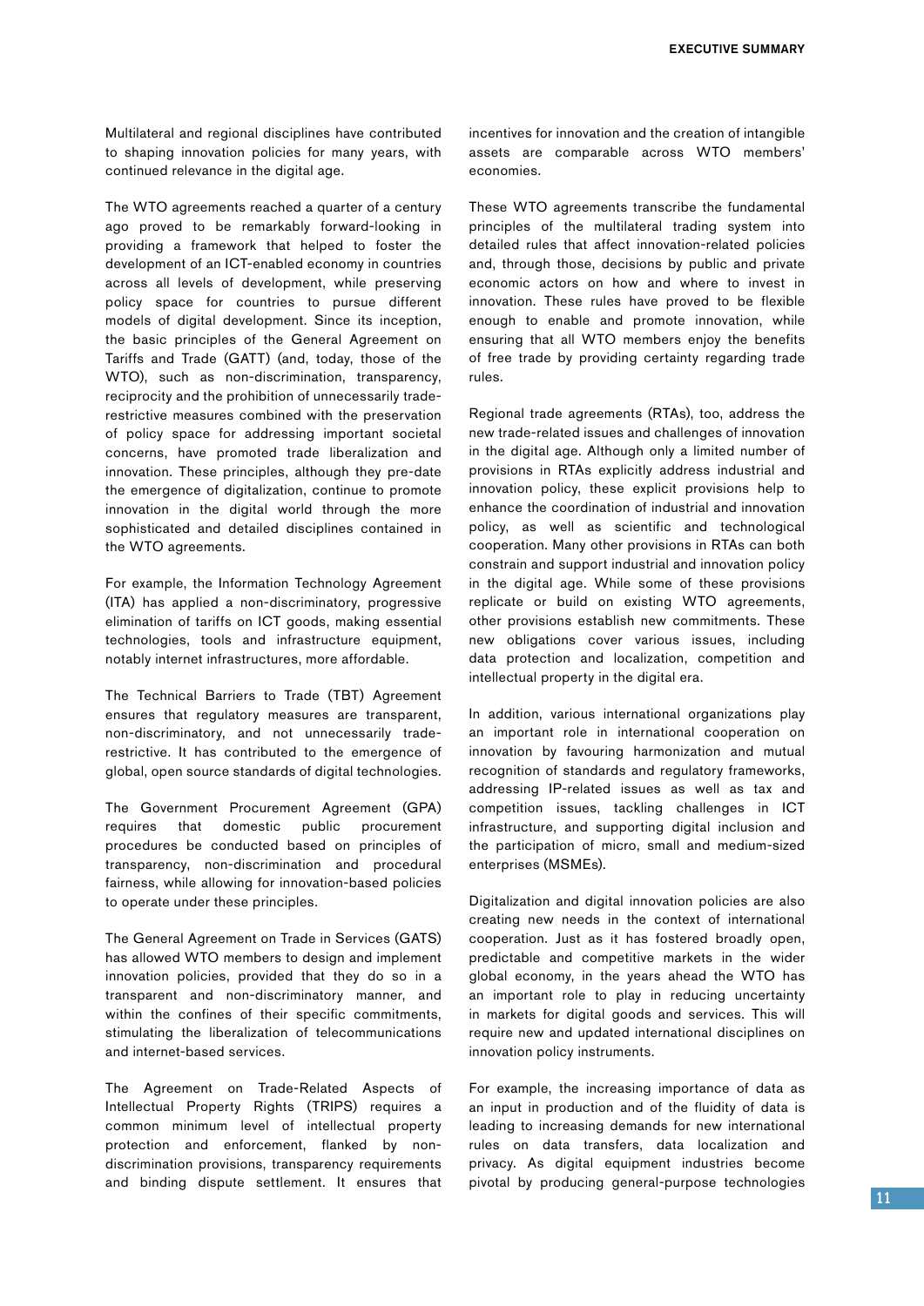Multilateral and regional disciplines have contributed to shaping innovation policies for many years, with continued relevance in the digital age.

The WTO agreements reached a quarter of a century ago proved to be remarkably forward-looking in providing a framework that helped to foster the development of an ICT-enabled economy in countries across all levels of development, while preserving policy space for countries to pursue different models of digital development. Since its inception, the basic principles of the General Agreement on Tariffs and Trade (GATT) (and, today, those of the WTO), such as non-discrimination, transparency, reciprocity and the prohibition of unnecessarily trade-restrictive measures combined with the preservation of policy space for addressing important societal concerns, have promoted trade liberalization and innovation. These principles, although they pre-date the emergence of digitalization, continue to promote innovation in the digital world through the more sophisticated and detailed disciplines contained in the WTO agreements.

For example, the Information Technology Agreement (ITA) has applied a non-discriminatory, progressive elimination of tariffs on ICT goods, making essential technologies, tools and infrastructure equipment, notably internet infrastructures, more affordable.

The Technical Barriers to Trade (TBT) Agreement ensures that regulatory measures are transparent, non-discriminatory, and not unnecessarily trade-restrictive. It has contributed to the emergence of global, open source standards of digital technologies.

The Government Procurement Agreement (GPA) requires that domestic public procurement procedures be conducted based on principles of transparency, non-discrimination and procedural fairness, while allowing for innovation-based policies to operate under these principles.

The General Agreement on Trade in Services (GATS) has allowed WTO members to design and implement innovation policies, provided that they do so in a transparent and non-discriminatory manner, and within the confines of their specific commitments, stimulating the liberalization of telecommunications and internet-based services.

The Agreement on Trade-Related Aspects of Intellectual Property Rights (TRIPS) requires a common minimum level of intellectual property protection and enforcement, flanked by non-discrimination provisions, transparency requirements and binding dispute settlement. It ensures that incentives for innovation and the creation of intangible assets are comparable across WTO members' economies.

These WTO agreements transcribe the fundamental principles of the multilateral trading system into detailed rules that affect innovation-related policies and, through those, decisions by public and private economic actors on how and where to invest in innovation. These rules have proved to be flexible enough to enable and promote innovation, while ensuring that all WTO members enjoy the benefits of free trade by providing certainty regarding trade rules.

Regional trade agreements (RTAs), too, address the new trade-related issues and challenges of innovation in the digital age. Although only a limited number of provisions in RTAs explicitly address industrial and innovation policy, these explicit provisions help to enhance the coordination of industrial and innovation policy, as well as scientific and technological cooperation. Many other provisions in RTAs can both constrain and support industrial and innovation policy in the digital age. While some of these provisions replicate or build on existing WTO agreements, other provisions establish new commitments. These new obligations cover various issues, including data protection and localization, competition and intellectual property in the digital era.

In addition, various international organizations play an important role in international cooperation on innovation by favouring harmonization and mutual recognition of standards and regulatory frameworks, addressing IP-related issues as well as tax and competition issues, tackling challenges in ICT infrastructure, and supporting digital inclusion and the participation of micro, small and medium-sized enterprises (MSMEs).

Digitalization and digital innovation policies are also creating new needs in the context of international cooperation. Just as it has fostered broadly open, predictable and competitive markets in the wider global economy, in the years ahead the WTO has an important role to play in reducing uncertainty in markets for digital goods and services. This will require new and updated international disciplines on innovation policy instruments.

For example, the increasing importance of data as an input in production and of the fluidity of data is leading to increasing demands for new international rules on data transfers, data localization and privacy. As digital equipment industries become pivotal by producing general-purpose technologies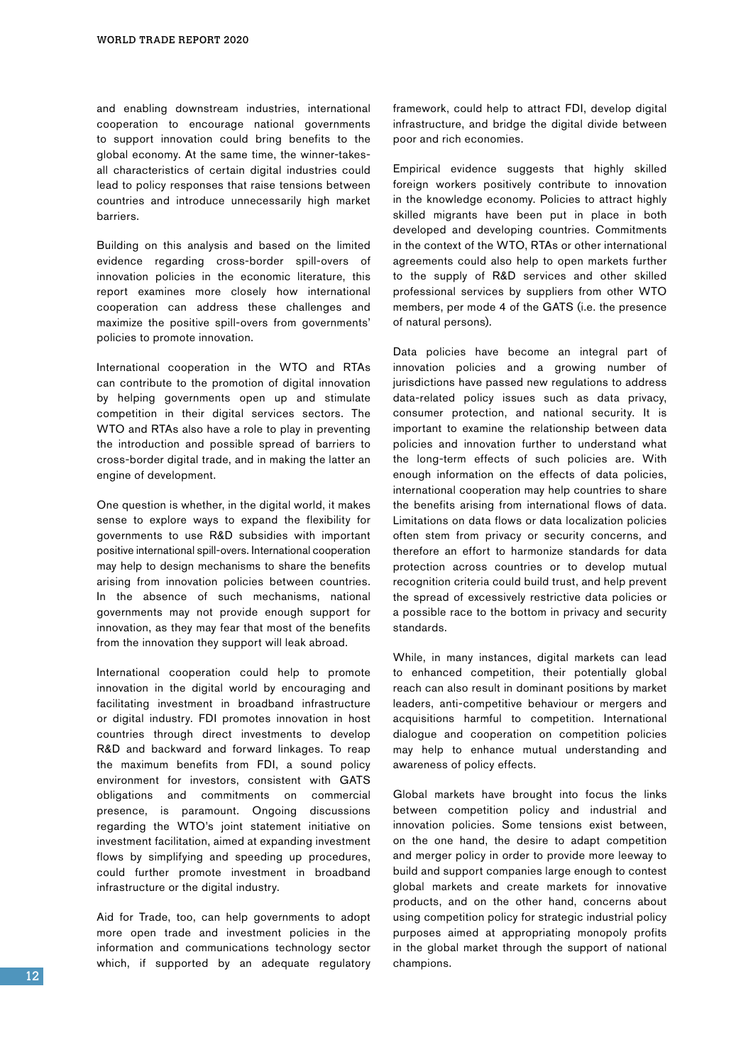and enabling downstream industries, international cooperation to encourage national governments to support innovation could bring benefits to the global economy. At the same time, the winner-takes-all characteristics of certain digital industries could lead to policy responses that raise tensions between countries and introduce unnecessarily high market barriers.

Building on this analysis and based on the limited evidence regarding cross-border spill-overs of innovation policies in the economic literature, this report examines more closely how international cooperation can address these challenges and maximize the positive spill-overs from governments' policies to promote innovation.

International cooperation in the WTO and RTAs can contribute to the promotion of digital innovation by helping governments open up and stimulate competition in their digital services sectors. The WTO and RTAs also have a role to play in preventing the introduction and possible spread of barriers to cross-border digital trade, and in making the latter an engine of development.

One question is whether, in the digital world, it makes sense to explore ways to expand the flexibility for governments to use R&D subsidies with important positive international spill-overs. International cooperation may help to design mechanisms to share the benefits arising from innovation policies between countries. In the absence of such mechanisms, national governments may not provide enough support for innovation, as they may fear that most of the benefits from the innovation they support will leak abroad.

International cooperation could help to promote innovation in the digital world by encouraging and facilitating investment in broadband infrastructure or digital industry. FDI promotes innovation in host countries through direct investments to develop R&D and backward and forward linkages. To reap the maximum benefits from FDI, a sound policy environment for investors, consistent with GATS obligations and commitments on commercial presence, is paramount. Ongoing discussions regarding the WTO's joint statement initiative on investment facilitation, aimed at expanding investment flows by simplifying and speeding up procedures, could further promote investment in broadband infrastructure or the digital industry.

Aid for Trade, too, can help governments to adopt more open trade and investment policies in the information and communications technology sector which, if supported by an adequate regulatory framework, could help to attract FDI, develop digital infrastructure, and bridge the digital divide between poor and rich economies.

Empirical evidence suggests that highly skilled foreign workers positively contribute to innovation in the knowledge economy. Policies to attract highly skilled migrants have been put in place in both developed and developing countries. Commitments in the context of the WTO, RTAs or other international agreements could also help to open markets further to the supply of R&D services and other skilled professional services by suppliers from other WTO members, per mode 4 of the GATS (i.e. the presence of natural persons).

Data policies have become an integral part of innovation policies and a growing number of jurisdictions have passed new regulations to address data-related policy issues such as data privacy, consumer protection, and national security. It is important to examine the relationship between data policies and innovation further to understand what the long-term effects of such policies are. With enough information on the effects of data policies, international cooperation may help countries to share the benefits arising from international flows of data. Limitations on data flows or data localization policies often stem from privacy or security concerns, and therefore an effort to harmonize standards for data protection across countries or to develop mutual recognition criteria could build trust, and help prevent the spread of excessively restrictive data policies or a possible race to the bottom in privacy and security standards.

While, in many instances, digital markets can lead to enhanced competition, their potentially global reach can also result in dominant positions by market leaders, anti-competitive behaviour or mergers and acquisitions harmful to competition. International dialogue and cooperation on competition policies may help to enhance mutual understanding and awareness of policy effects.

Global markets have brought into focus the links between competition policy and industrial and innovation policies. Some tensions exist between, on the one hand, the desire to adapt competition and merger policy in order to provide more leeway to build and support companies large enough to contest global markets and create markets for innovative products, and on the other hand, concerns about using competition policy for strategic industrial policy purposes aimed at appropriating monopoly profits in the global market through the support of national champions.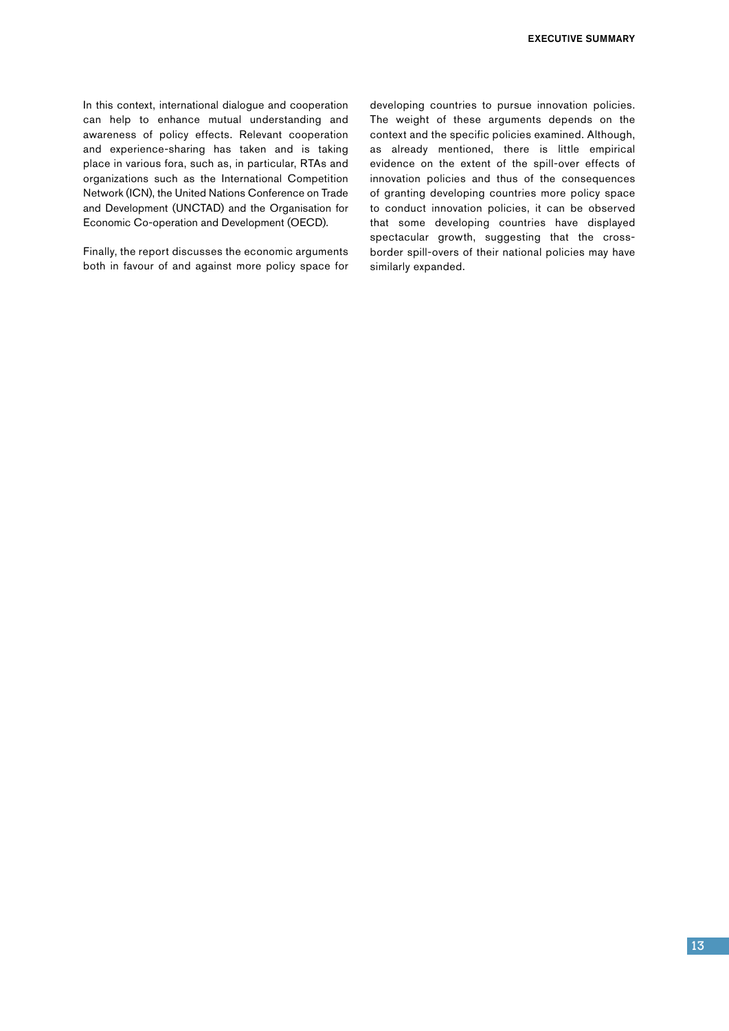In this context, international dialogue and cooperation can help to enhance mutual understanding and awareness of policy effects. Relevant cooperation and experience-sharing has taken and is taking place in various fora, such as, in particular, RTAs and organizations such as the International Competition Network (ICN), the United Nations Conference on Trade and Development (UNCTAD) and the Organisation for Economic Co-operation and Development (OECD).

Finally, the report discusses the economic arguments both in favour of and against more policy space for developing countries to pursue innovation policies. The weight of these arguments depends on the context and the specific policies examined. Although, as already mentioned, there is little empirical evidence on the extent of the spill-over effects of innovation policies and thus of the consequences of granting developing countries more policy space to conduct innovation policies, it can be observed that some developing countries have displayed spectacular growth, suggesting that the cross-border spill-overs of their national policies may have similarly expanded.